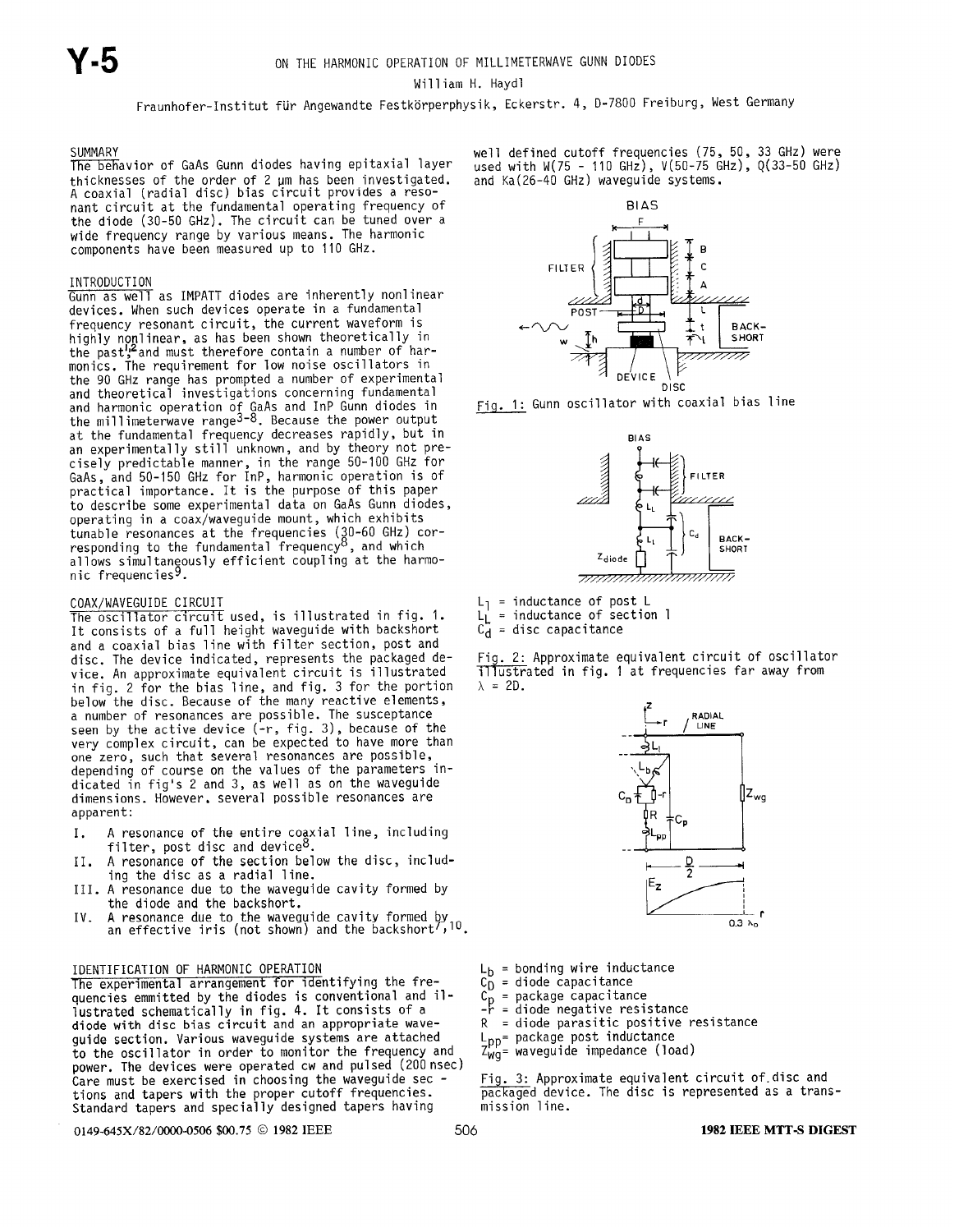# ON THE HARMONIC OPERATION OF MILLIMETERWAVE GUNN DIODES

William H. Haydl

Fraunhofer-Institut für Angewandte Festkörperphysik, Eckerstr. 4, D-7800 Freiburg, West Germany

## SUMMARY

The behavior of GaAs Gunn diodes having epitaxial layer thicknesses of the order of 2 µm has been investigated. A coaxial (radial disc) bias circuit provides a resonant circuit at the fundamental operating frequency of the diode (30-50 GHz). The circuit can be tuned over a wide frequency range by various means. The harmonic components have been measured up to 110 GHz.

## INTRODUCTION

Gunn as well as IMPATT diodes are inherently nonlinear devices. When such devices operate in a fundamental frequency resonant circuit, the current waveform is highly nonlinear, as has been shown theoretically in the past[1,2] and must therefore contain a number of harmonics. The requirement for low noise oscillators in the 90 GHz range has prompted a number of experimental and theoretical investigations concerning fundamental and harmonic operation of GaAs and InP Gunn diodes in the millimeterwave range[3-8]. Because the power output at the fundamental frequency decreases rapidly, but in an experimentally still unknown, and by theory not precisely predictable manner, in the range 50-100 GHz for GaAs, and 50-150 GHz for InP, harmonic operation is of practical importance. It is the purpose of this paper to describe some experimental data on GaAs Gunn diodes, operating in a coax/waveguide mount, which exhibits tunable resonances at the frequencies (30-60 GHz) corresponding to the fundamental frequency[8], and which allows simultaneously efficient coupling at the harmonic frequencies[9].

## COAX/WAVEGUIDE CIRCUIT

The oscillator circuit used, is illustrated in fig. 1. It consists of a full height waveguide with backshort and a coaxial bias line with filter section, post and disc. The device indicated, represents the packaged device. An approximate equivalent circuit is illustrated in fig. 2 for the bias line, and fig. 3 for the portion below the disc. Because of the many reactive elements, a number of resonances are possible. The susceptance seen by the active device (-r, fig. 3), because of the very complex circuit, can be expected to have more than one zero, such that several resonances are possible, depending of course on the values of the parameters indicated in fig's 2 and 3, as well as on the waveguide dimensions. However, several possible resonances are apparent:

I. A resonance of the entire coaxial line, including filter, post disc and device[8].
II. A resonance of the section below the disc, including the disc as a radial line.
III. A resonance due to the waveguide cavity formed by the diode and the backshort.
IV. A resonance due to the waveguide cavity formed by an effective iris (not shown) and the backshort[7,10].

## IDENTIFICATION OF HARMONIC OPERATION

The experimental arrangement for identifying the frequencies emmitted by the diodes is conventional and illustrated schematically in fig. 4. It consists of a diode with disc bias circuit and an appropriate waveguide section. Various waveguide systems are attached to the oscillator in order to monitor the frequency and power. The devices were operated cw and pulsed (200 nsec). Care must be exercised in choosing the waveguide sections and tapers with the proper cutoff frequencies. Standard tapers and specially designed tapers having well defined cutoff frequencies (75, 50, 33 GHz) were used with W(75 - 110 GHz), V(50-75 GHz), Q(33-50 GHz) and Ka(26-40 GHz) waveguide systems.

Fig. 1: Gunn oscillator with coaxial bias line

Fig. 2: Approximate equivalent circuit of oscillator illustrated in fig. 1 at frequencies far away from $\lambda = 2D$.

$L_l$ = inductance of post L
$L_L$ = inductance of section l
$C_d$ = disc capacitance

Fig. 3: Approximate equivalent circuit of disc and packaged device. The disc is represented as a transmission line.

$L_b$ = bonding wire inductance
$C_D$ = diode capacitance
$C_p$ = package capacitance
$-r$ = diode negative resistance
$R$ = diode parasitic positive resistance
$L_{pp}$ = package post inductance
$Z_{wg}$ = waveguide impedance (load)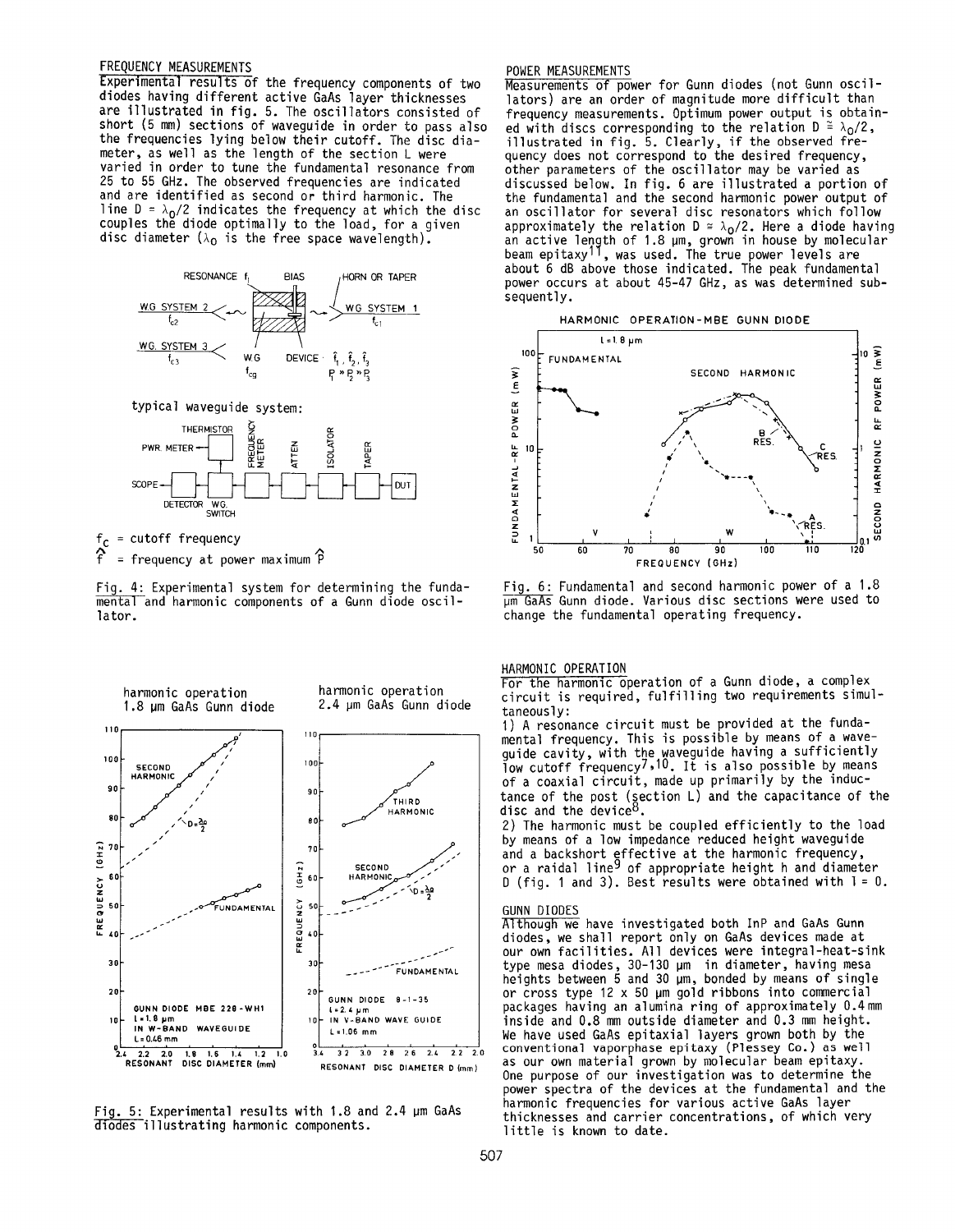## FREQUENCY MEASUREMENTS

Experimental results of the frequency components of two diodes having different active GaAs layer thicknesses are illustrated in fig. 5. The oscillators consisted of short (5 mm) sections of waveguide in order to pass also the frequencies lying below their cutoff. The disc diameter, as well as the length of the section L were varied in order to tune the fundamental resonance from 25 to 55 GHz. The observed frequencies are indicated and are identified as second or third harmonic. The line $D = \lambda_0/2$ indicates the frequency at which the disc couples the diode optimally to the load, for a given disc diameter ($\lambda_0$ is the free space wavelength).

Fig. 4: Experimental system for determining the fundamental and harmonic components of a Gunn diode oscillator.

Fig. 5: Experimental results with 1.8 and 2.4 μm GaAs diodes illustrating harmonic components.

## POWER MEASUREMENTS

Measurements of power for Gunn diodes (not Gunn oscillators) are an order of magnitude more difficult than frequency measurements. Optimum power output is obtained with discs corresponding to the relation $D \cong \lambda_0/2$, illustrated in fig. 5. Clearly, if the observed frequency does not correspond to the desired frequency, other parameters of the oscillator may be varied as discussed below. In fig. 6 are illustrated a portion of the fundamental and the second harmonic power output of an oscillator for several disc resonators which follow approximately the relation $D \cong \lambda_0/2$. Here a diode having an active length of 1.8 μm, grown in house by molecular beam epitaxy[11], was used. The true power levels are about 6 dB above those indicated. The peak fundamental power occurs at about 45-47 GHz, as was determined subsequently.

Fig. 6: Fundamental and second harmonic power of a 1.8 μm GaAs Gunn diode. Various disc sections were used to change the fundamental operating frequency.

## HARMONIC OPERATION

For the harmonic operation of a Gunn diode, a complex circuit is required, fulfilling two requirements simultaneously:

1) A resonance circuit must be provided at the fundamental frequency. This is possible by means of a waveguide cavity, with the waveguide having a sufficiently low cutoff frequency[7,10]. It is also possible by means of a coaxial circuit, made up primarily by the inductance of the post (section L) and the capacitance of the disc and the device[8].

2) The harmonic must be coupled efficiently to the load by means of a low impedance reduced height waveguide and a backshort effective at the harmonic frequency, or a raidal line[9] of appropriate height h and diameter D (fig. 1 and 3). Best results were obtained with l = 0.

## GUNN DIODES

Although we have investigated both InP and GaAs Gunn diodes, we shall report only on GaAs devices made at our own facilities. All devices were integral-heat-sink type mesa diodes, 30-130 μm in diameter, having mesa heights between 5 and 30 μm, bonded by means of single or cross type 12 x 50 μm gold ribbons into commercial packages having an alumina ring of approximately 0.4 mm inside and 0.8 mm outside diameter and 0.3 mm height. We have used GaAs epitaxial layers grown both by the conventional vaporphase epitaxy (Plessey Co.) as well as our own material grown by molecular beam epitaxy. One purpose of our investigation was to determine the power spectra of the devices at the fundamental and the harmonic frequencies for various active GaAs layer thicknesses and carrier concentrations, of which very little is known to date.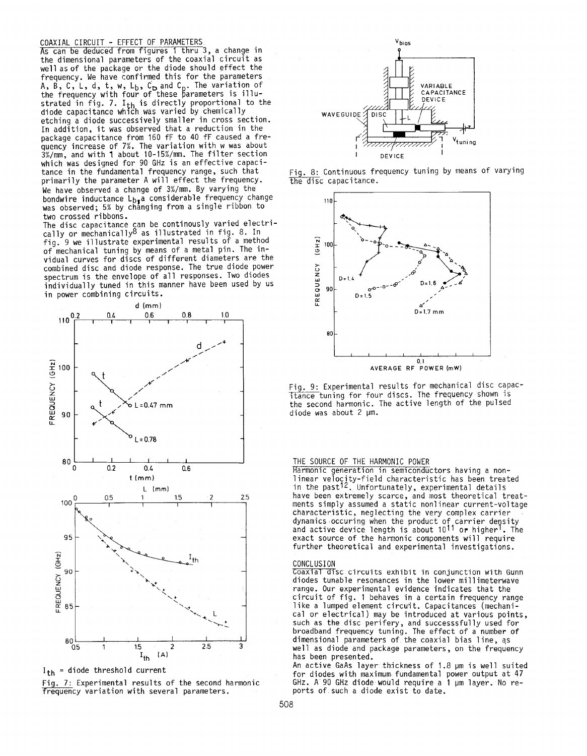## COAXIAL CIRCUIT - EFFECT OF PARAMETERS

As can be deduced from figures 1 thru 3, a change in the dimensional parameters of the coaxial circuit as well as of the package or the diode should effect the frequency. We have confirmed this for the parameters A, B, C, L, d, t, w, $L_b$, $C_D$ and $C_p$. The variation of the frequency with four of these parameters is illustrated in fig. 7. $I_{th}$ is directly proportional to the diode capacitance which was varied by chemically etching a diode successively smaller in cross section. In addition, it was observed that a reduction in the package capacitance from 160 fF to 40 fF caused a frequency increase of 7%. The variation with w was about 3%/mm, and with 1 about 10-15%/mm. The filter section which was designed for 90 GHz is an effective capacitance in the fundamental frequency range, such that primarily the parameter A will effect the frequency. We have observed a change of 3%/mm. By varying the bondwire inductance $L_b$, a considerable frequency change was observed; 5% by changing from a single ribbon to two crossed ribbons.

The disc capacitance can be continously varied electrically or mechanically[8] as illustrated in fig. 8. In fig. 9 we illustrate experimental results of a method of mechanical tuning by means of a metal pin. The individual curves for discs of different diameters are the combined disc and diode response. The true diode power spectrum is the envelope of all responses. Two diodes individually tuned in this manner have been used by us in power combining circuits.

$I_{th}$ = diode threshold current

Fig. 7: Experimental results of the second harmonic frequency variation with several parameters.

Fig. 8: Continuous frequency tuning by means of varying the disc capacitance.

Fig. 9: Experimental results for mechanical disc capacitance tuning for four discs. The frequency shown is the second harmonic. The active length of the pulsed diode was about 2 µm.

## THE SOURCE OF THE HARMONIC POWER

Harmonic generation in semiconductors having a nonlinear velocity-field characteristic has been treated in the past[12]. Unfortunately, experimental details have been extremely scarce, and most theoretical treatments simply assumed a static nonlinear current-voltage characteristic, neglecting the very complex carrier dynamics occuring when the product of carrier density and active device length is about $10^{11}$ or higher[1]. The exact source of the harmonic components will require further theoretical and experimental investigations.

## CONCLUSION

Coaxial disc circuits exhibit in conjunction with Gunn diodes tunable resonances in the lower millimeterwave range. Our experimental evidence indicates that the circuit of fig. 1 behaves in a certain frequency range like a lumped element circuit. Capacitances (mechanical or electrical) may be introduced at various points, such as the disc perifery, and successfully used for broadband frequency tuning. The effect of a number of dimensional parameters of the coaxial bias line, as well as diode and package parameters, on the frequency has been presented.

An active GaAs layer thickness of 1.8 µm is well suited for diodes with maximum fundamental power output at 47 GHz. A 90 GHz diode would require a 1 µm layer. No reports of such a diode exist to date.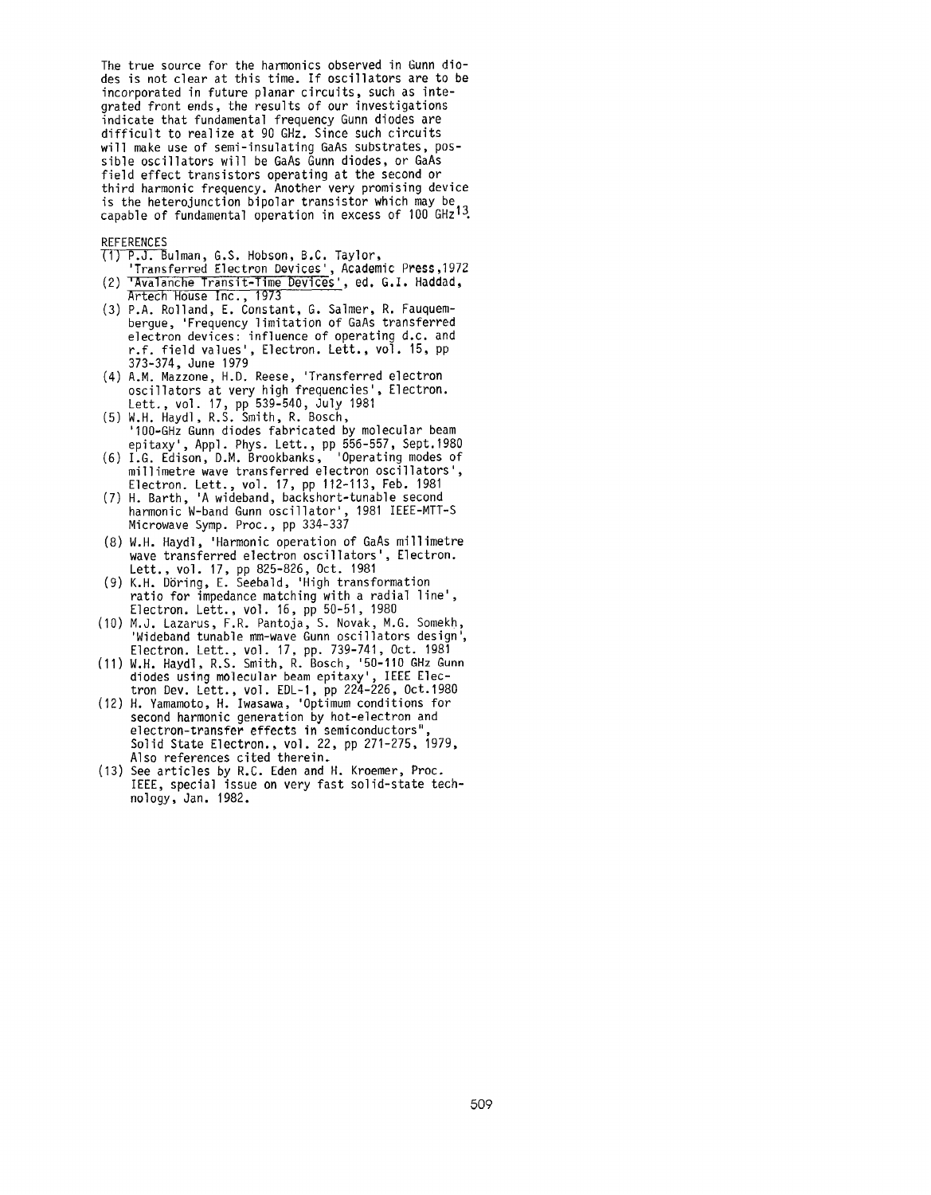The true source for the harmonics observed in Gunn diodes is not clear at this time. If oscillators are to be incorporated in future planar circuits, such as integrated front ends, the results of our investigations indicate that fundamental frequency Gunn diodes are difficult to realize at 90 GHz. Since such circuits will make use of semi-insulating GaAs substrates, possible oscillators will be GaAs Gunn diodes, or GaAs field effect transistors operating at the second or third harmonic frequency. Another very promising device is the heterojunction bipolar transistor which may be capable of fundamental operation in excess of 100 GHz[13].

## REFERENCES

(1) P.J. Bulman, G.S. Hobson, B.C. Taylor, 'Transferred Electron Devices', Academic Press,1972

(2) 'Avalanche Transit-Time Devices', ed. G.I. Haddad, Artech House Inc., 1973

(3) P.A. Rolland, E. Constant, G. Salmer, R. Fauquembergue, 'Frequency limitation of GaAs transferred electron devices: influence of operating d.c. and r.f. field values', Electron. Lett., vol. 15, pp 373-374, June 1979

(4) A.M. Mazzone, H.D. Reese, 'Transferred electron oscillators at very high frequencies', Electron. Lett., vol. 17, pp 539-540, July 1981

(5) W.H. Haydl, R.S. Smith, R. Bosch, '100-GHz Gunn diodes fabricated by molecular beam epitaxy', Appl. Phys. Lett., pp 556-557, Sept.1980

(6) I.G. Edison, D.M. Brookbanks, 'Operating modes of millimetre wave transferred electron oscillators', Electron. Lett., vol. 17, pp 112-113, Feb. 1981

(7) H. Barth, 'A wideband, backshort-tunable second harmonic W-band Gunn oscillator', 1981 IEEE-MTT-S Microwave Symp. Proc., pp 334-337

(8) W.H. Haydl, 'Harmonic operation of GaAs millimetre wave transferred electron oscillators', Electron. Lett., vol. 17, pp 825-826, Oct. 1981

(9) K.H. Döring, E. Seebald, 'High transformation ratio for impedance matching with a radial line', Electron. Lett., vol. 16, pp 50-51, 1980

(10) M.J. Lazarus, F.R. Pantoja, S. Novak, M.G. Somekh, 'Wideband tunable mm-wave Gunn oscillators design', Electron. Lett., vol. 17, pp. 739-741, Oct. 1981

(11) W.H. Haydl, R.S. Smith, R. Bosch, '50-110 GHz Gunn diodes using molecular beam epitaxy', IEEE Electron Dev. Lett., vol. EDL-1, pp 224-226, Oct.1980

(12) H. Yamamoto, H. Iwasawa, 'Optimum conditions for second harmonic generation by hot-electron and electron-transfer effects in semiconductors", Solid State Electron., vol. 22, pp 271-275, 1979, Also references cited therein.

(13) See articles by R.C. Eden and H. Kroemer, Proc. IEEE, special issue on very fast solid-state technology, Jan. 1982.